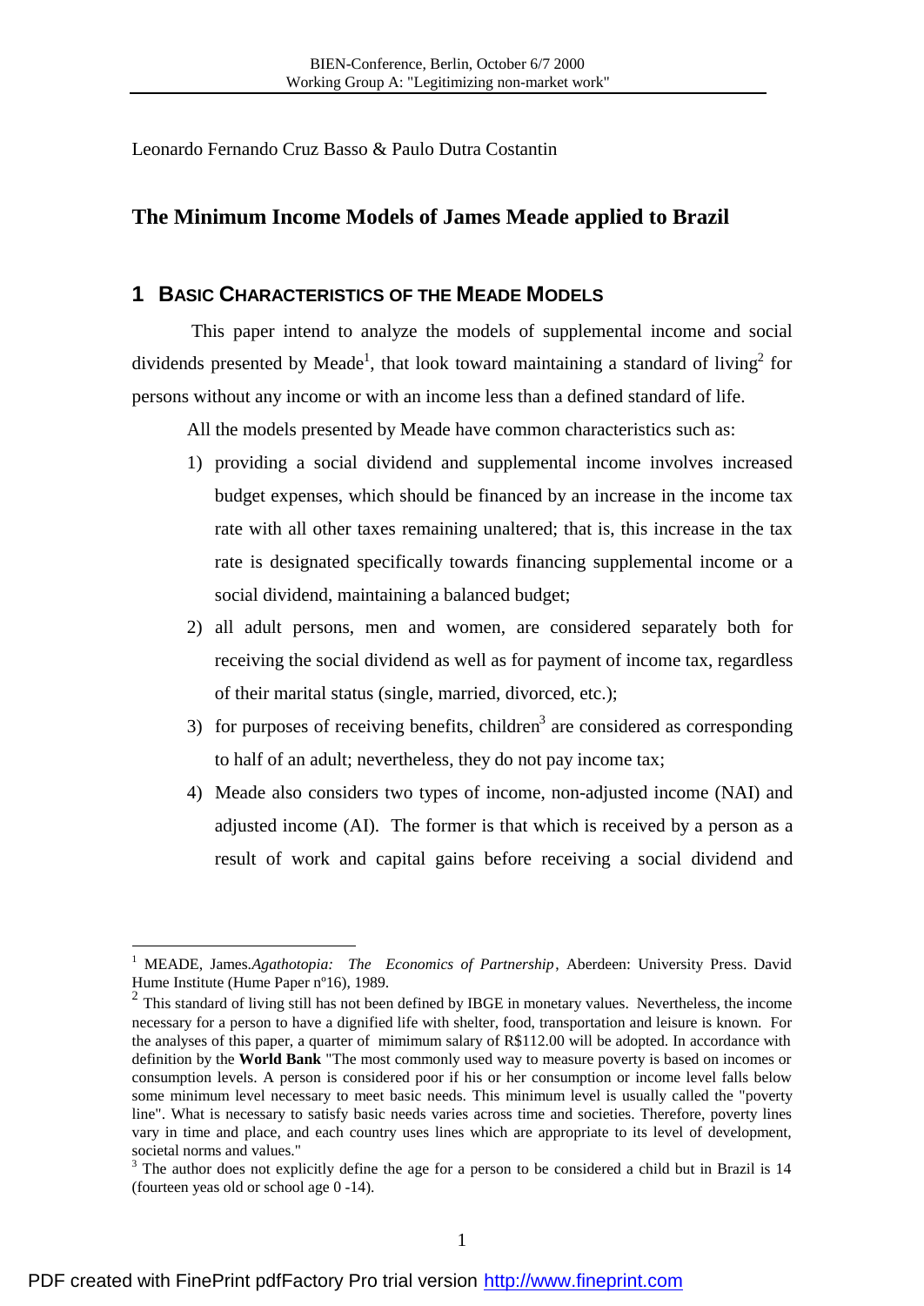Leonardo Fernando Cruz Basso & Paulo Dutra Costantin

# The Minimum Income Models of James Meade applied to Brazil

## 1 BASIC CHARACTERISTICS OF THE MEADE MODELS

This paper intend to analyze the models of supplemental income and social dividends presented by Meade[1], that look toward maintaining a standard of living[2] for persons without any income or with an income less than a defined standard of life.

All the models presented by Meade have common characteristics such as:

1) providing a social dividend and supplemental income involves increased budget expenses, which should be financed by an increase in the income tax rate with all other taxes remaining unaltered; that is, this increase in the tax rate is designated specifically towards financing supplemental income or a social dividend, maintaining a balanced budget;
2) all adult persons, men and women, are considered separately both for receiving the social dividend as well as for payment of income tax, regardless of their marital status (single, married, divorced, etc.);
3) for purposes of receiving benefits, children[3] are considered as corresponding to half of an adult; nevertheless, they do not pay income tax;
4) Meade also considers two types of income, non-adjusted income (NAI) and adjusted income (AI). The former is that which is received by a person as a result of work and capital gains before receiving a social dividend and

---

[1] MEADE, James. *Agathotopia: The Economics of Partnership*, Aberdeen: University Press. David Hume Institute (Hume Paper nº16), 1989.

[2] This standard of living still has not been defined by IBGE in monetary values. Nevertheless, the income necessary for a person to have a dignified life with shelter, food, transportation and leisure is known. For the analyses of this paper, a quarter of mimimum salary of R$112.00 will be adopted. In accordance with definition by the **World Bank** "The most commonly used way to measure poverty is based on incomes or consumption levels. A person is considered poor if his or her consumption or income level falls below some minimum level necessary to meet basic needs. This minimum level is usually called the "poverty line". What is necessary to satisfy basic needs varies across time and societies. Therefore, poverty lines vary in time and place, and each country uses lines which are appropriate to its level of development, societal norms and values."

[3] The author does not explicitly define the age for a person to be considered a child but in Brazil is 14 (fourteen yeas old or school age 0 -14).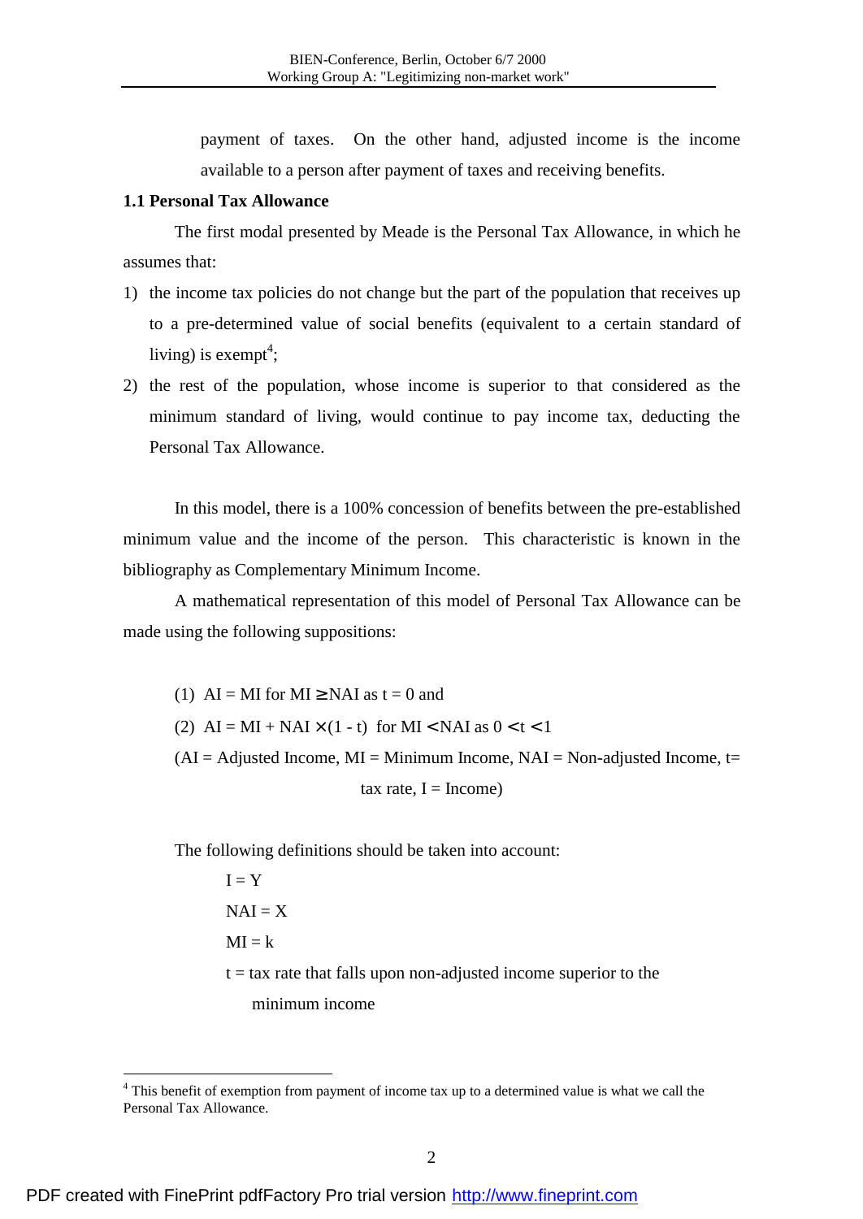payment of taxes. On the other hand, adjusted income is the income available to a person after payment of taxes and receiving benefits.

### 1.1 Personal Tax Allowance

The first modal presented by Meade is the Personal Tax Allowance, in which he assumes that:

1) the income tax policies do not change but the part of the population that receives up to a pre-determined value of social benefits (equivalent to a certain standard of living) is exempt[4];
2) the rest of the population, whose income is superior to that considered as the minimum standard of living, would continue to pay income tax, deducting the Personal Tax Allowance.

In this model, there is a 100% concession of benefits between the pre-established minimum value and the income of the person. This characteristic is known in the bibliography as Complementary Minimum Income.

A mathematical representation of this model of Personal Tax Allowance can be made using the following suppositions:

(1) $AI = MI$ for $MI \geq NAI$ as $t = 0$ and

(2) $AI = MI + NAI \times (1 - t)$ for $MI < NAI$ as $0 < t < 1$

(AI = Adjusted Income, MI = Minimum Income, NAI = Non-adjusted Income, t= tax rate, I = Income)

The following definitions should be taken into account:

$I = Y$

$NAI = X$

$MI = k$

$t$ = tax rate that falls upon non-adjusted income superior to the minimum income

---

[4] This benefit of exemption from payment of income tax up to a determined value is what we call the Personal Tax Allowance.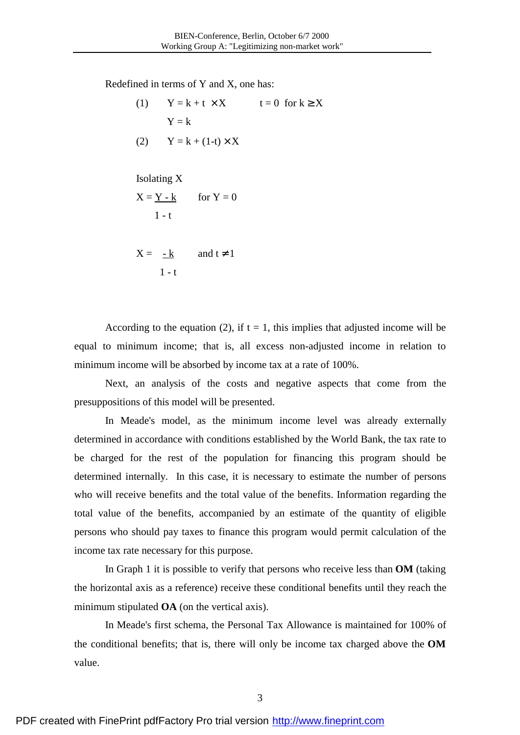Redefined in terms of Y and X, one has:

$$(1) \quad Y = k + t \times X \qquad t = 0 \text{ for } k \geq X$$

$$Y = k$$

$$(2) \quad Y = k + (1-t) \times X$$

Isolating X

$$X = \frac{Y - k}{1 - t} \qquad \text{for } Y = 0$$

$$X = \frac{-k}{1 - t} \qquad \text{and } t \neq 1$$

According to the equation (2), if $t = 1$, this implies that adjusted income will be equal to minimum income; that is, all excess non-adjusted income in relation to minimum income will be absorbed by income tax at a rate of 100%.

Next, an analysis of the costs and negative aspects that come from the presuppositions of this model will be presented.

In Meade's model, as the minimum income level was already externally determined in accordance with conditions established by the World Bank, the tax rate to be charged for the rest of the population for financing this program should be determined internally. In this case, it is necessary to estimate the number of persons who will receive benefits and the total value of the benefits. Information regarding the total value of the benefits, accompanied by an estimate of the quantity of eligible persons who should pay taxes to finance this program would permit calculation of the income tax rate necessary for this purpose.

In Graph 1 it is possible to verify that persons who receive less than **OM** (taking the horizontal axis as a reference) receive these conditional benefits until they reach the minimum stipulated **OA** (on the vertical axis).

In Meade's first schema, the Personal Tax Allowance is maintained for 100% of the conditional benefits; that is, there will only be income tax charged above the **OM** value.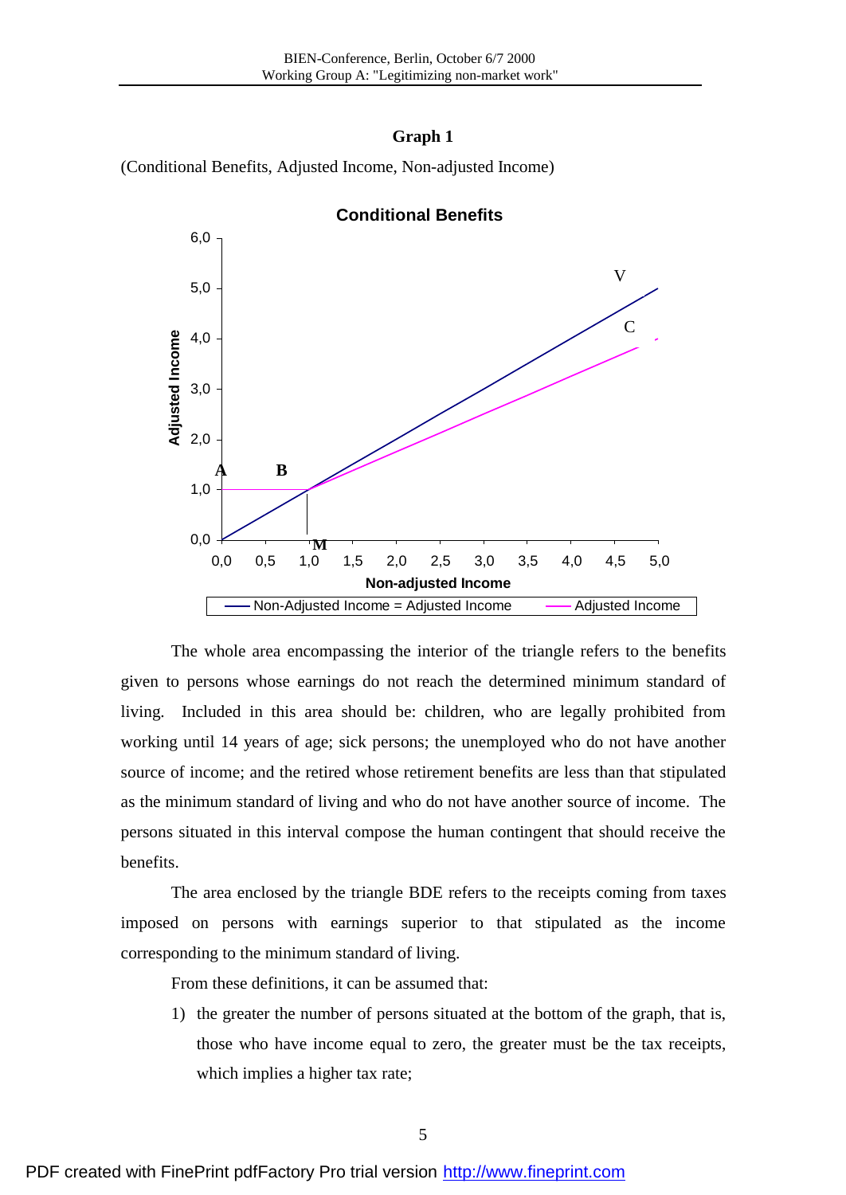**Graph 1**

(Conditional Benefits, Adjusted Income, Non-adjusted Income)

**Conditional Benefits**

The whole area encompassing the interior of the triangle refers to the benefits given to persons whose earnings do not reach the determined minimum standard of living. Included in this area should be: children, who are legally prohibited from working until 14 years of age; sick persons; the unemployed who do not have another source of income; and the retired whose retirement benefits are less than that stipulated as the minimum standard of living and who do not have another source of income. The persons situated in this interval compose the human contingent that should receive the benefits.

The area enclosed by the triangle BDE refers to the receipts coming from taxes imposed on persons with earnings superior to that stipulated as the income corresponding to the minimum standard of living.

From these definitions, it can be assumed that:

1) the greater the number of persons situated at the bottom of the graph, that is, those who have income equal to zero, the greater must be the tax receipts, which implies a higher tax rate;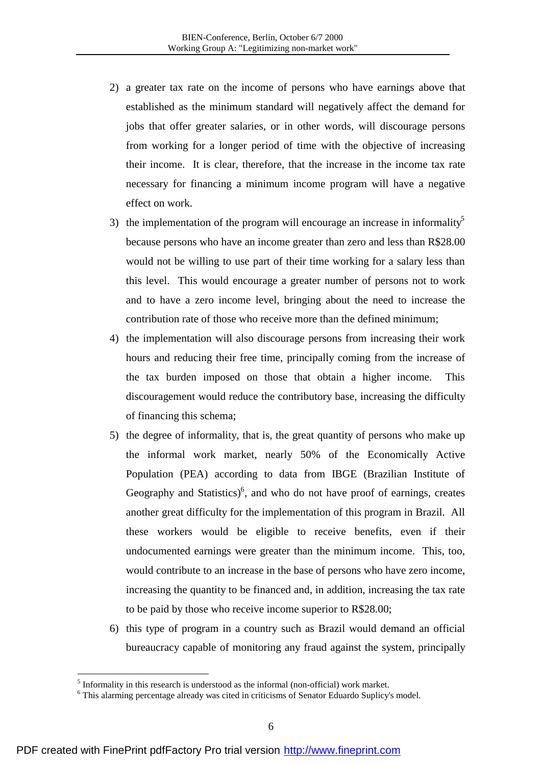2) a greater tax rate on the income of persons who have earnings above that established as the minimum standard will negatively affect the demand for jobs that offer greater salaries, or in other words, will discourage persons from working for a longer period of time with the objective of increasing their income. It is clear, therefore, that the increase in the income tax rate necessary for financing a minimum income program will have a negative effect on work.
3) the implementation of the program will encourage an increase in informality[5] because persons who have an income greater than zero and less than R$28.00 would not be willing to use part of their time working for a salary less than this level. This would encourage a greater number of persons not to work and to have a zero income level, bringing about the need to increase the contribution rate of those who receive more than the defined minimum;
4) the implementation will also discourage persons from increasing their work hours and reducing their free time, principally coming from the increase of the tax burden imposed on those that obtain a higher income. This discouragement would reduce the contributory base, increasing the difficulty of financing this schema;
5) the degree of informality, that is, the great quantity of persons who make up the informal work market, nearly 50% of the Economically Active Population (PEA) according to data from IBGE (Brazilian Institute of Geography and Statistics)[6], and who do not have proof of earnings, creates another great difficulty for the implementation of this program in Brazil. All these workers would be eligible to receive benefits, even if their undocumented earnings were greater than the minimum income. This, too, would contribute to an increase in the base of persons who have zero income, increasing the quantity to be financed and, in addition, increasing the tax rate to be paid by those who receive income superior to R$28.00;
6) this type of program in a country such as Brazil would demand an official bureaucracy capable of monitoring any fraud against the system, principally

[5] Informality in this research is understood as the informal (non-official) work market.

[6] This alarming percentage already was cited in criticisms of Senator Eduardo Suplicy's model.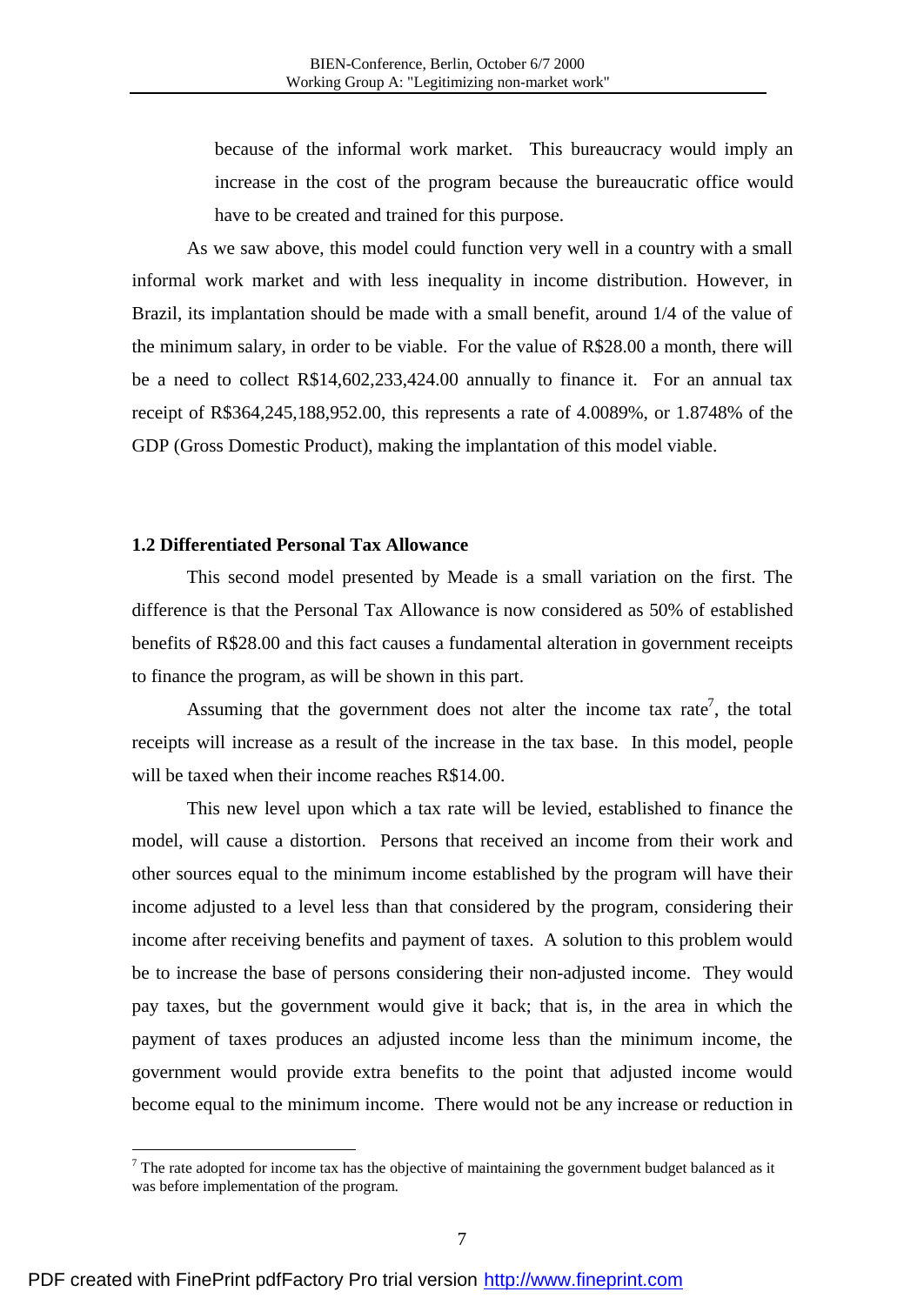because of the informal work market. This bureaucracy would imply an increase in the cost of the program because the bureaucratic office would have to be created and trained for this purpose.

As we saw above, this model could function very well in a country with a small informal work market and with less inequality in income distribution. However, in Brazil, its implantation should be made with a small benefit, around 1/4 of the value of the minimum salary, in order to be viable. For the value of R$28.00 a month, there will be a need to collect R$14,602,233,424.00 annually to finance it. For an annual tax receipt of R$364,245,188,952.00, this represents a rate of 4.0089%, or 1.8748% of the GDP (Gross Domestic Product), making the implantation of this model viable.

### 1.2 Differentiated Personal Tax Allowance

This second model presented by Meade is a small variation on the first. The difference is that the Personal Tax Allowance is now considered as 50% of established benefits of R$28.00 and this fact causes a fundamental alteration in government receipts to finance the program, as will be shown in this part.

Assuming that the government does not alter the income tax rate[7], the total receipts will increase as a result of the increase in the tax base. In this model, people will be taxed when their income reaches R$14.00.

This new level upon which a tax rate will be levied, established to finance the model, will cause a distortion. Persons that received an income from their work and other sources equal to the minimum income established by the program will have their income adjusted to a level less than that considered by the program, considering their income after receiving benefits and payment of taxes. A solution to this problem would be to increase the base of persons considering their non-adjusted income. They would pay taxes, but the government would give it back; that is, in the area in which the payment of taxes produces an adjusted income less than the minimum income, the government would provide extra benefits to the point that adjusted income would become equal to the minimum income. There would not be any increase or reduction in

[7] The rate adopted for income tax has the objective of maintaining the government budget balanced as it was before implementation of the program.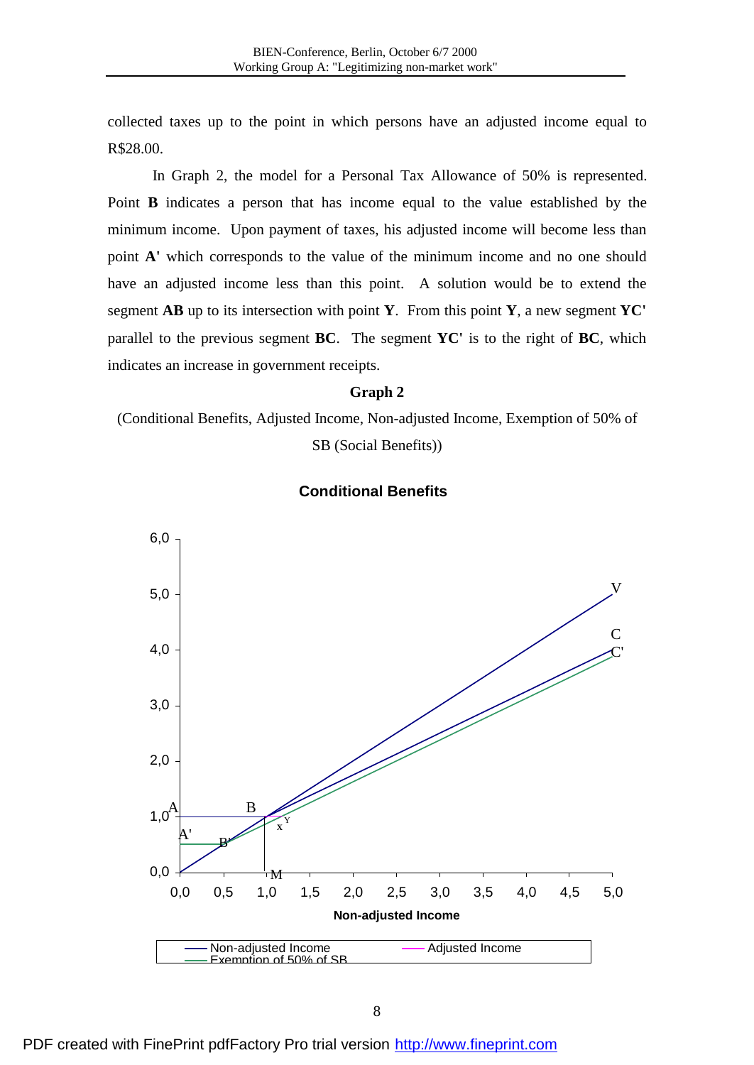collected taxes up to the point in which persons have an adjusted income equal to R$28.00.

In Graph 2, the model for a Personal Tax Allowance of 50% is represented. Point **B** indicates a person that has income equal to the value established by the minimum income. Upon payment of taxes, his adjusted income will become less than point **A'** which corresponds to the value of the minimum income and no one should have an adjusted income less than this point. A solution would be to extend the segment **AB** up to its intersection with point **Y**. From this point **Y**, a new segment **YC'** parallel to the previous segment **BC**. The segment **YC'** is to the right of **BC**, which indicates an increase in government receipts.

**Graph 2**

(Conditional Benefits, Adjusted Income, Non-adjusted Income, Exemption of 50% of SB (Social Benefits))

**Conditional Benefits**

Non-adjusted Income

Non-adjusted Income — Adjusted Income — Exemption of 50% of SB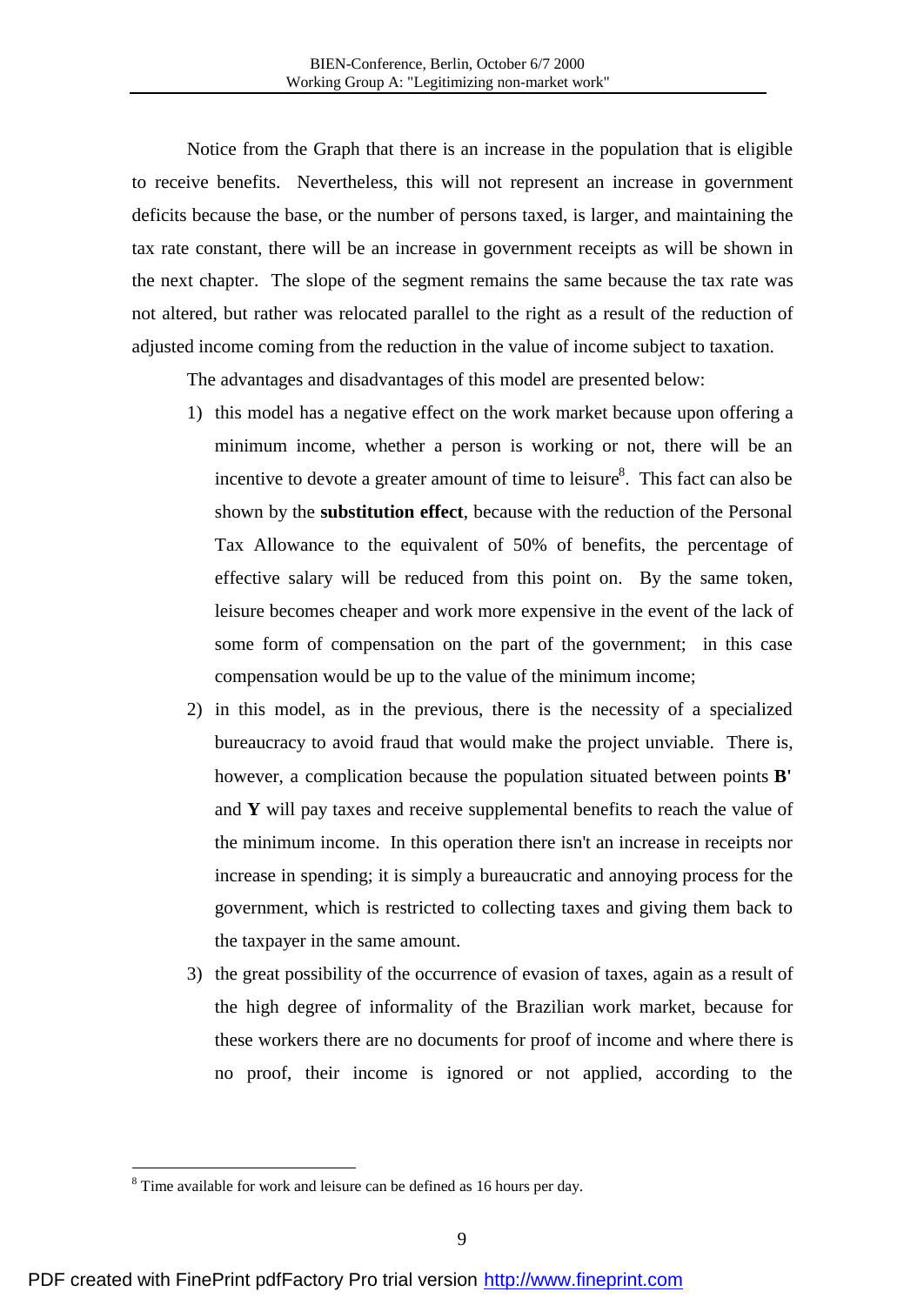Notice from the Graph that there is an increase in the population that is eligible to receive benefits. Nevertheless, this will not represent an increase in government deficits because the base, or the number of persons taxed, is larger, and maintaining the tax rate constant, there will be an increase in government receipts as will be shown in the next chapter. The slope of the segment remains the same because the tax rate was not altered, but rather was relocated parallel to the right as a result of the reduction of adjusted income coming from the reduction in the value of income subject to taxation.

The advantages and disadvantages of this model are presented below:

1) this model has a negative effect on the work market because upon offering a minimum income, whether a person is working or not, there will be an incentive to devote a greater amount of time to leisure[8]. This fact can also be shown by the **substitution effect**, because with the reduction of the Personal Tax Allowance to the equivalent of 50% of benefits, the percentage of effective salary will be reduced from this point on. By the same token, leisure becomes cheaper and work more expensive in the event of the lack of some form of compensation on the part of the government; in this case compensation would be up to the value of the minimum income;
2) in this model, as in the previous, there is the necessity of a specialized bureaucracy to avoid fraud that would make the project unviable. There is, however, a complication because the population situated between points **B'** and **Y** will pay taxes and receive supplemental benefits to reach the value of the minimum income. In this operation there isn't an increase in receipts nor increase in spending; it is simply a bureaucratic and annoying process for the government, which is restricted to collecting taxes and giving them back to the taxpayer in the same amount.
3) the great possibility of the occurrence of evasion of taxes, again as a result of the high degree of informality of the Brazilian work market, because for these workers there are no documents for proof of income and where there is no proof, their income is ignored or not applied, according to the

[8] Time available for work and leisure can be defined as 16 hours per day.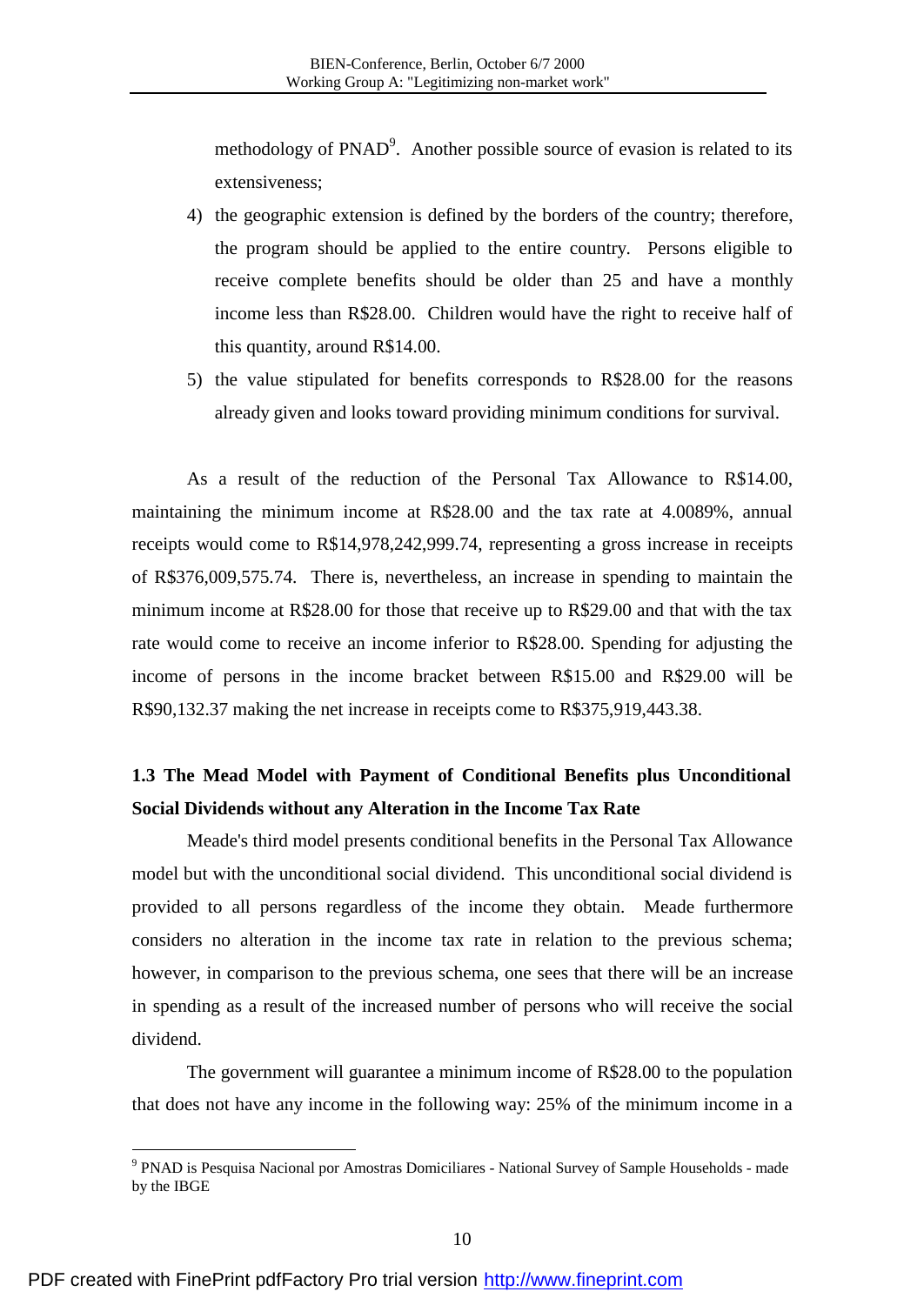methodology of PNAD[9]. Another possible source of evasion is related to its extensiveness;

4) the geographic extension is defined by the borders of the country; therefore, the program should be applied to the entire country. Persons eligible to receive complete benefits should be older than 25 and have a monthly income less than R$28.00. Children would have the right to receive half of this quantity, around R$14.00.
5) the value stipulated for benefits corresponds to R$28.00 for the reasons already given and looks toward providing minimum conditions for survival.

As a result of the reduction of the Personal Tax Allowance to R$14.00, maintaining the minimum income at R$28.00 and the tax rate at 4.0089%, annual receipts would come to R$14,978,242,999.74, representing a gross increase in receipts of R$376,009,575.74. There is, nevertheless, an increase in spending to maintain the minimum income at R$28.00 for those that receive up to R$29.00 and that with the tax rate would come to receive an income inferior to R$28.00. Spending for adjusting the income of persons in the income bracket between R$15.00 and R$29.00 will be R$90,132.37 making the net increase in receipts come to R$375,919,443.38.

### 1.3 The Mead Model with Payment of Conditional Benefits plus Unconditional Social Dividends without any Alteration in the Income Tax Rate

Meade's third model presents conditional benefits in the Personal Tax Allowance model but with the unconditional social dividend. This unconditional social dividend is provided to all persons regardless of the income they obtain. Meade furthermore considers no alteration in the income tax rate in relation to the previous schema; however, in comparison to the previous schema, one sees that there will be an increase in spending as a result of the increased number of persons who will receive the social dividend.

The government will guarantee a minimum income of R$28.00 to the population that does not have any income in the following way: 25% of the minimum income in a

[9] PNAD is Pesquisa Nacional por Amostras Domiciliares - National Survey of Sample Households - made by the IBGE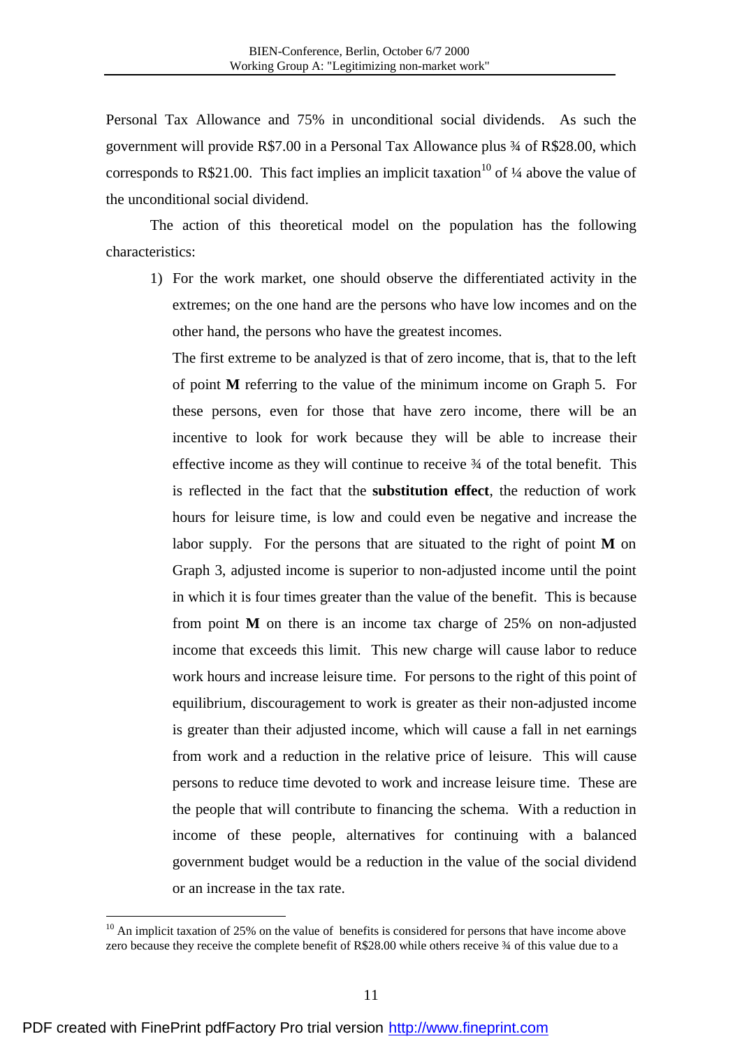Personal Tax Allowance and 75% in unconditional social dividends. As such the government will provide R$7.00 in a Personal Tax Allowance plus ¾ of R$28.00, which corresponds to R$21.00. This fact implies an implicit taxation[10] of ¼ above the value of the unconditional social dividend.

The action of this theoretical model on the population has the following characteristics:

1) For the work market, one should observe the differentiated activity in the extremes; on the one hand are the persons who have low incomes and on the other hand, the persons who have the greatest incomes.

   The first extreme to be analyzed is that of zero income, that is, that to the left of point **M** referring to the value of the minimum income on Graph 5. For these persons, even for those that have zero income, there will be an incentive to look for work because they will be able to increase their effective income as they will continue to receive ¾ of the total benefit. This is reflected in the fact that the **substitution effect**, the reduction of work hours for leisure time, is low and could even be negative and increase the labor supply. For the persons that are situated to the right of point **M** on Graph 3, adjusted income is superior to non-adjusted income until the point in which it is four times greater than the value of the benefit. This is because from point **M** on there is an income tax charge of 25% on non-adjusted income that exceeds this limit. This new charge will cause labor to reduce work hours and increase leisure time. For persons to the right of this point of equilibrium, discouragement to work is greater as their non-adjusted income is greater than their adjusted income, which will cause a fall in net earnings from work and a reduction in the relative price of leisure. This will cause persons to reduce time devoted to work and increase leisure time. These are the people that will contribute to financing the schema. With a reduction in income of these people, alternatives for continuing with a balanced government budget would be a reduction in the value of the social dividend or an increase in the tax rate.

[10] An implicit taxation of 25% on the value of benefits is considered for persons that have income above zero because they receive the complete benefit of R$28.00 while others receive ¾ of this value due to a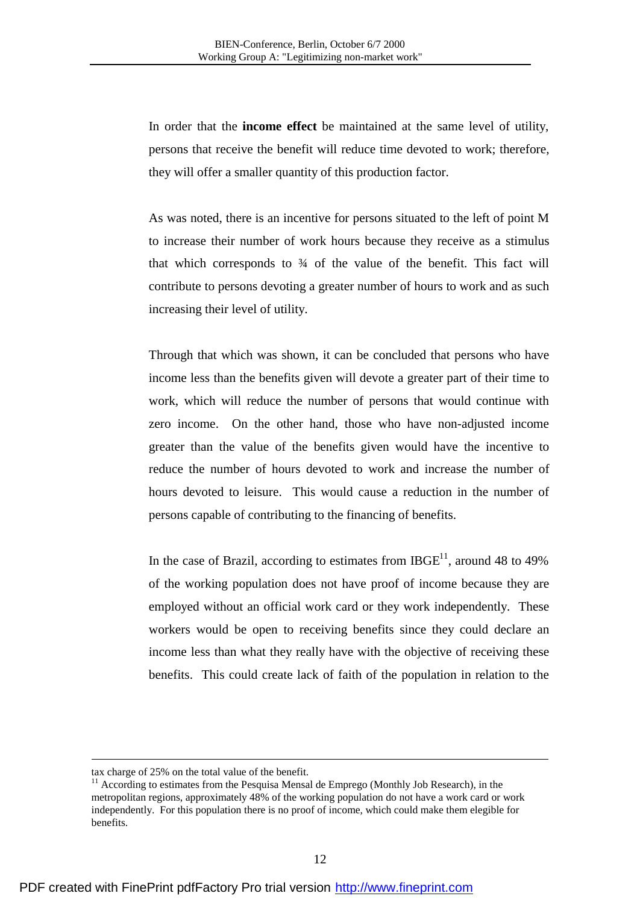In order that the **income effect** be maintained at the same level of utility, persons that receive the benefit will reduce time devoted to work; therefore, they will offer a smaller quantity of this production factor.

As was noted, there is an incentive for persons situated to the left of point M to increase their number of work hours because they receive as a stimulus that which corresponds to ¾ of the value of the benefit. This fact will contribute to persons devoting a greater number of hours to work and as such increasing their level of utility.

Through that which was shown, it can be concluded that persons who have income less than the benefits given will devote a greater part of their time to work, which will reduce the number of persons that would continue with zero income. On the other hand, those who have non-adjusted income greater than the value of the benefits given would have the incentive to reduce the number of hours devoted to work and increase the number of hours devoted to leisure. This would cause a reduction in the number of persons capable of contributing to the financing of benefits.

In the case of Brazil, according to estimates from IBGE[11], around 48 to 49% of the working population does not have proof of income because they are employed without an official work card or they work independently. These workers would be open to receiving benefits since they could declare an income less than what they really have with the objective of receiving these benefits. This could create lack of faith of the population in relation to the

---

tax charge of 25% on the total value of the benefit.

[11] According to estimates from the Pesquisa Mensal de Emprego (Monthly Job Research), in the metropolitan regions, approximately 48% of the working population do not have a work card or work independently. For this population there is no proof of income, which could make them elegible for benefits.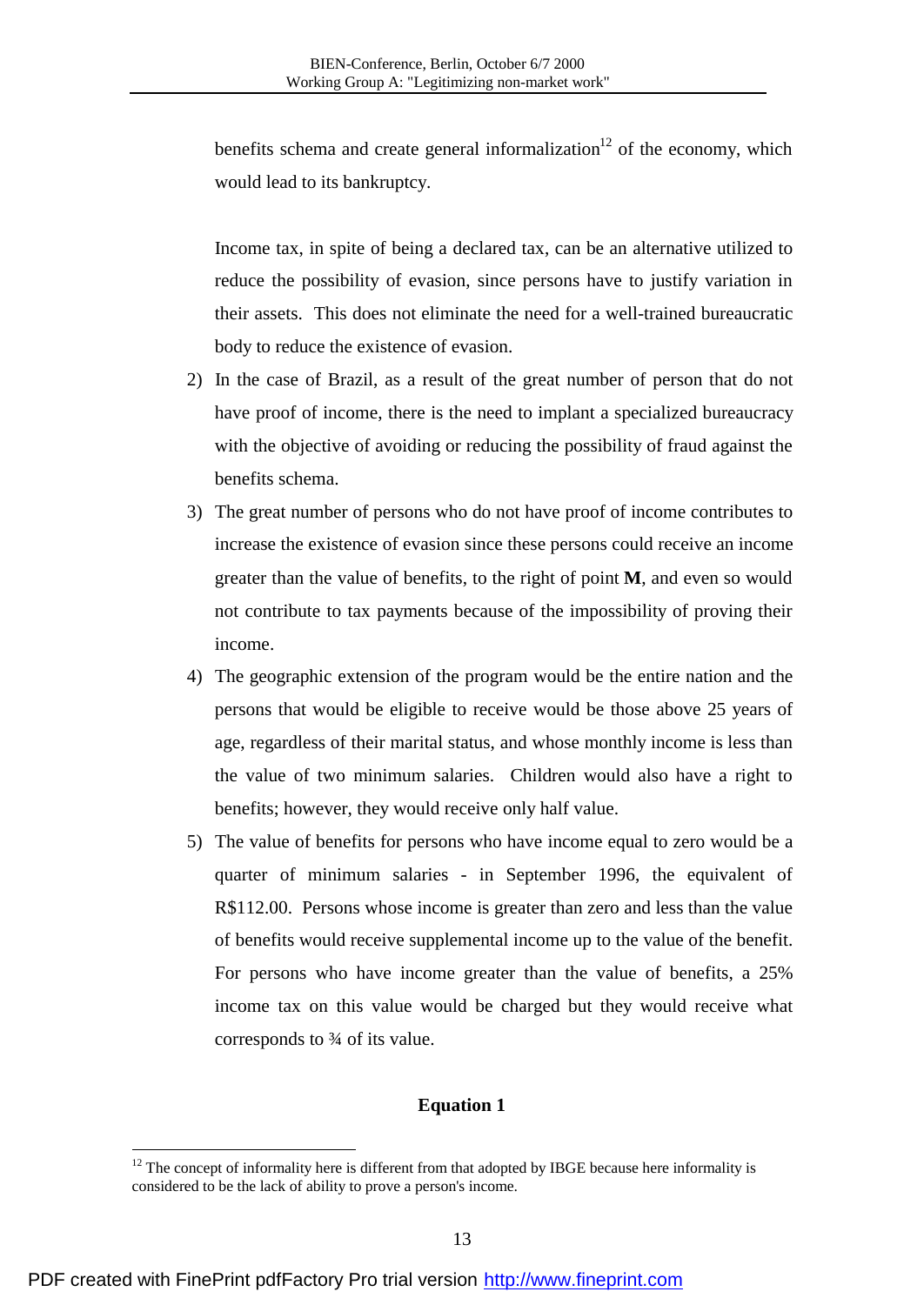benefits schema and create general informalization[12] of the economy, which would lead to its bankruptcy.

Income tax, in spite of being a declared tax, can be an alternative utilized to reduce the possibility of evasion, since persons have to justify variation in their assets. This does not eliminate the need for a well-trained bureaucratic body to reduce the existence of evasion.

2) In the case of Brazil, as a result of the great number of person that do not have proof of income, there is the need to implant a specialized bureaucracy with the objective of avoiding or reducing the possibility of fraud against the benefits schema.
3) The great number of persons who do not have proof of income contributes to increase the existence of evasion since these persons could receive an income greater than the value of benefits, to the right of point **M**, and even so would not contribute to tax payments because of the impossibility of proving their income.
4) The geographic extension of the program would be the entire nation and the persons that would be eligible to receive would be those above 25 years of age, regardless of their marital status, and whose monthly income is less than the value of two minimum salaries. Children would also have a right to benefits; however, they would receive only half value.
5) The value of benefits for persons who have income equal to zero would be a quarter of minimum salaries - in September 1996, the equivalent of R$112.00. Persons whose income is greater than zero and less than the value of benefits would receive supplemental income up to the value of the benefit. For persons who have income greater than the value of benefits, a 25% income tax on this value would be charged but they would receive what corresponds to ¾ of its value.

**Equation 1**

[12] The concept of informality here is different from that adopted by IBGE because here informality is considered to be the lack of ability to prove a person's income.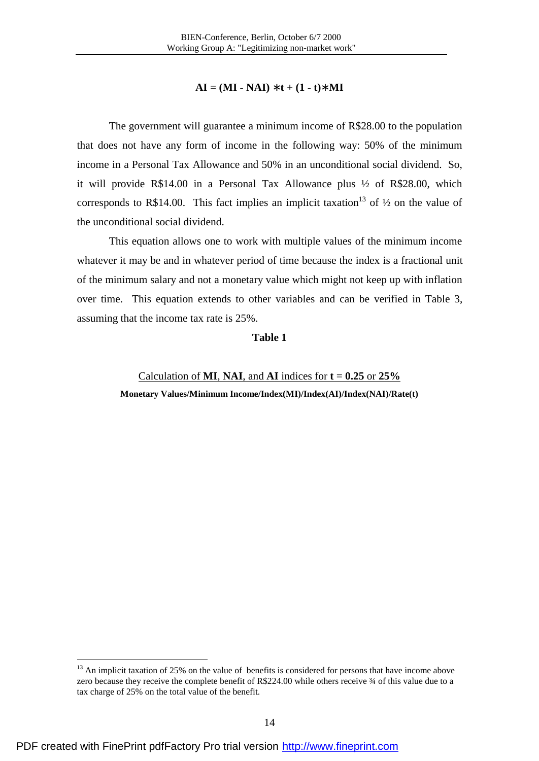$$AI = (MI - NAI) * t + (1 - t) * MI$$

The government will guarantee a minimum income of R$28.00 to the population that does not have any form of income in the following way: 50% of the minimum income in a Personal Tax Allowance and 50% in an unconditional social dividend. So, it will provide R$14.00 in a Personal Tax Allowance plus ½ of R$28.00, which corresponds to R$14.00. This fact implies an implicit taxation[13] of ½ on the value of the unconditional social dividend.

This equation allows one to work with multiple values of the minimum income whatever it may be and in whatever period of time because the index is a fractional unit of the minimum salary and not a monetary value which might not keep up with inflation over time. This equation extends to other variables and can be verified in Table 3, assuming that the income tax rate is 25%.

**Table 1**

Calculation of **MI**, **NAI**, and **AI** indices for **t** = **0.25** or **25%**

**Monetary Values/Minimum Income/Index(MI)/Index(AI)/Index(NAI)/Rate(t)**

[13] An implicit taxation of 25% on the value of benefits is considered for persons that have income above zero because they receive the complete benefit of R$224.00 while others receive ¾ of this value due to a tax charge of 25% on the total value of the benefit.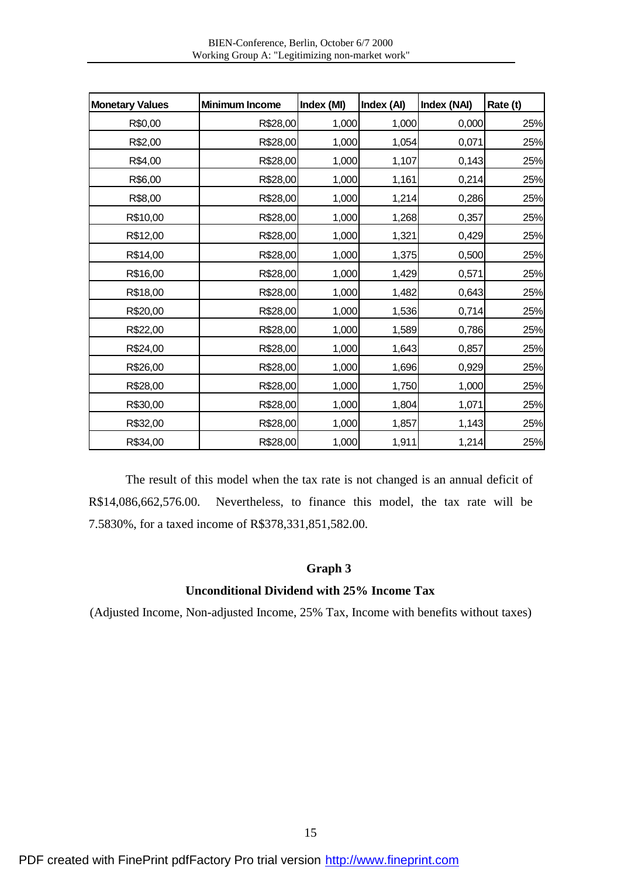| Monetary Values | Minimum Income | Index (MI) | Index (AI) | Index (NAI) | Rate (t) |
|---|---|---|---|---|---|
| R$0,00 | R$28,00 | 1,000 | 1,000 | 0,000 | 25% |
| R$2,00 | R$28,00 | 1,000 | 1,054 | 0,071 | 25% |
| R$4,00 | R$28,00 | 1,000 | 1,107 | 0,143 | 25% |
| R$6,00 | R$28,00 | 1,000 | 1,161 | 0,214 | 25% |
| R$8,00 | R$28,00 | 1,000 | 1,214 | 0,286 | 25% |
| R$10,00 | R$28,00 | 1,000 | 1,268 | 0,357 | 25% |
| R$12,00 | R$28,00 | 1,000 | 1,321 | 0,429 | 25% |
| R$14,00 | R$28,00 | 1,000 | 1,375 | 0,500 | 25% |
| R$16,00 | R$28,00 | 1,000 | 1,429 | 0,571 | 25% |
| R$18,00 | R$28,00 | 1,000 | 1,482 | 0,643 | 25% |
| R$20,00 | R$28,00 | 1,000 | 1,536 | 0,714 | 25% |
| R$22,00 | R$28,00 | 1,000 | 1,589 | 0,786 | 25% |
| R$24,00 | R$28,00 | 1,000 | 1,643 | 0,857 | 25% |
| R$26,00 | R$28,00 | 1,000 | 1,696 | 0,929 | 25% |
| R$28,00 | R$28,00 | 1,000 | 1,750 | 1,000 | 25% |
| R$30,00 | R$28,00 | 1,000 | 1,804 | 1,071 | 25% |
| R$32,00 | R$28,00 | 1,000 | 1,857 | 1,143 | 25% |
| R$34,00 | R$28,00 | 1,000 | 1,911 | 1,214 | 25% |

The result of this model when the tax rate is not changed is an annual deficit of R$14,086,662,576.00. Nevertheless, to finance this model, the tax rate will be 7.5830%, for a taxed income of R$378,331,851,582.00.

**Graph 3**

**Unconditional Dividend with 25% Income Tax**

(Adjusted Income, Non-adjusted Income, 25% Tax, Income with benefits without taxes)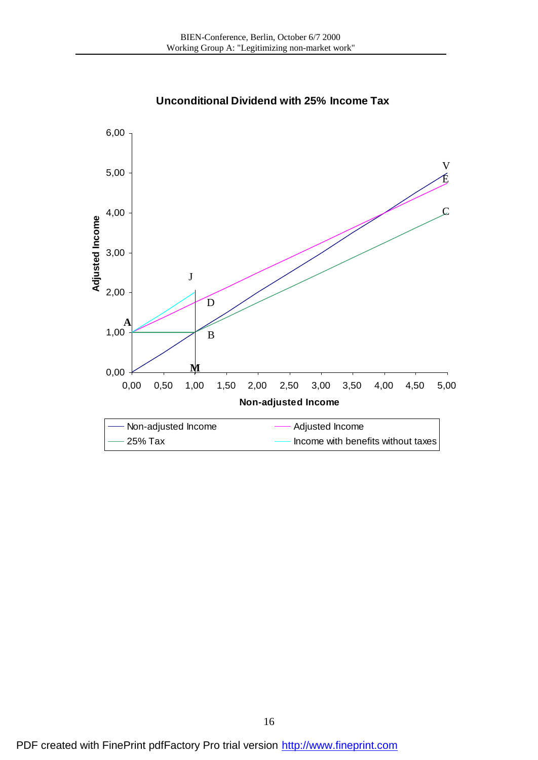**Unconditional Dividend with 25% Income Tax**

Adjusted Income

Non-adjusted Income

Non-adjusted Income — Adjusted Income — 25% Tax — Income with benefits without taxes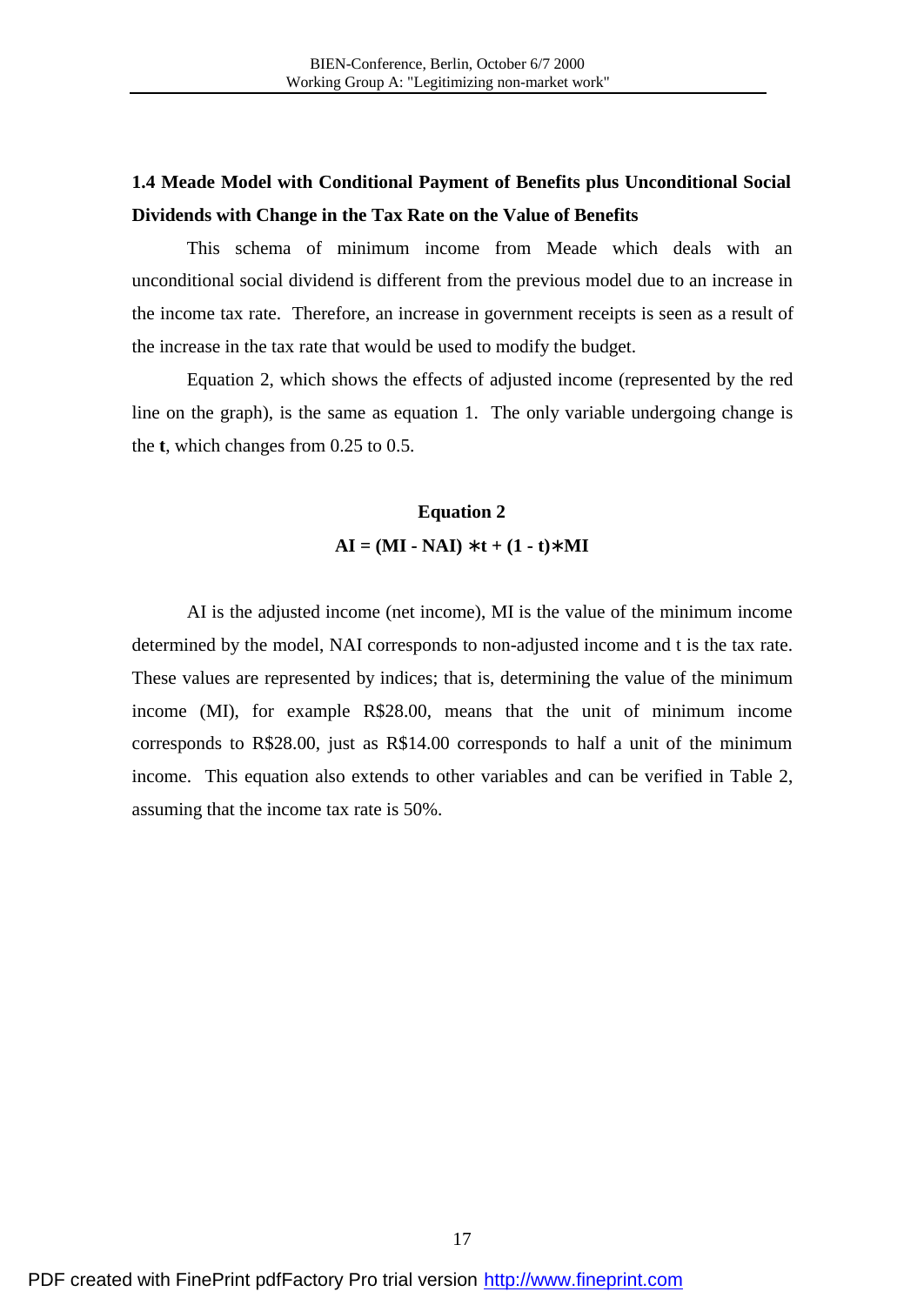### 1.4 Meade Model with Conditional Payment of Benefits plus Unconditional Social Dividends with Change in the Tax Rate on the Value of Benefits

This schema of minimum income from Meade which deals with an unconditional social dividend is different from the previous model due to an increase in the income tax rate. Therefore, an increase in government receipts is seen as a result of the increase in the tax rate that would be used to modify the budget.

Equation 2, which shows the effects of adjusted income (represented by the red line on the graph), is the same as equation 1. The only variable undergoing change is the **t**, which changes from 0.25 to 0.5.

**Equation 2**

$$AI = (MI - NAI) * t + (1 - t) * MI$$

AI is the adjusted income (net income), MI is the value of the minimum income determined by the model, NAI corresponds to non-adjusted income and t is the tax rate. These values are represented by indices; that is, determining the value of the minimum income (MI), for example R$28.00, means that the unit of minimum income corresponds to R$28.00, just as R$14.00 corresponds to half a unit of the minimum income. This equation also extends to other variables and can be verified in Table 2, assuming that the income tax rate is 50%.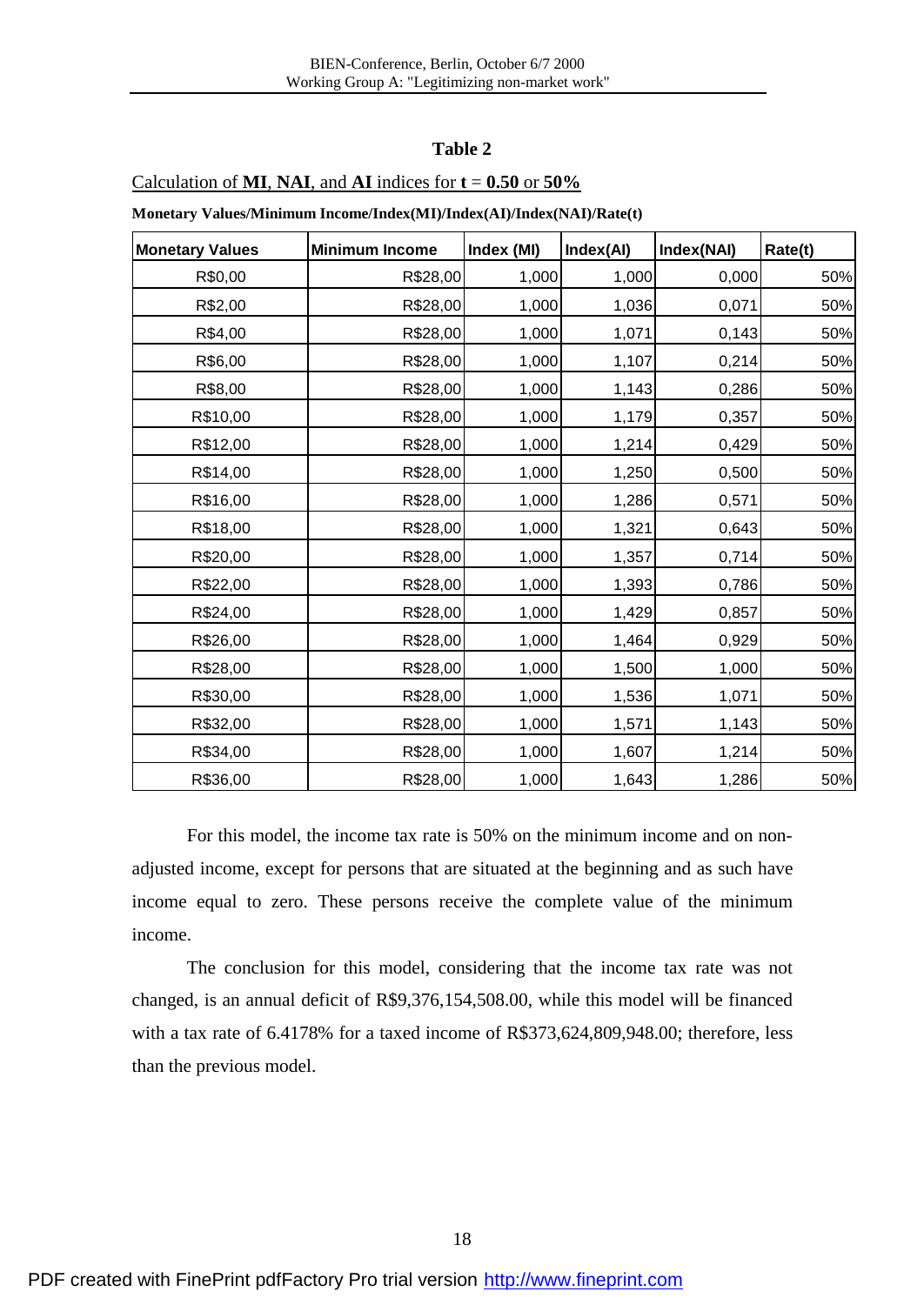### Table 2

Calculation of **MI**, **NAI**, and **AI** indices for **t** = **0.50** or **50%**

**Monetary Values/Minimum Income/Index(MI)/Index(AI)/Index(NAI)/Rate(t)**

| Monetary Values | Minimum Income | Index (MI) | Index(AI) | Index(NAI) | Rate(t) |
|---|---|---|---|---|---|
| R$0,00 | R$28,00 | 1,000 | 1,000 | 0,000 | 50% |
| R$2,00 | R$28,00 | 1,000 | 1,036 | 0,071 | 50% |
| R$4,00 | R$28,00 | 1,000 | 1,071 | 0,143 | 50% |
| R$6,00 | R$28,00 | 1,000 | 1,107 | 0,214 | 50% |
| R$8,00 | R$28,00 | 1,000 | 1,143 | 0,286 | 50% |
| R$10,00 | R$28,00 | 1,000 | 1,179 | 0,357 | 50% |
| R$12,00 | R$28,00 | 1,000 | 1,214 | 0,429 | 50% |
| R$14,00 | R$28,00 | 1,000 | 1,250 | 0,500 | 50% |
| R$16,00 | R$28,00 | 1,000 | 1,286 | 0,571 | 50% |
| R$18,00 | R$28,00 | 1,000 | 1,321 | 0,643 | 50% |
| R$20,00 | R$28,00 | 1,000 | 1,357 | 0,714 | 50% |
| R$22,00 | R$28,00 | 1,000 | 1,393 | 0,786 | 50% |
| R$24,00 | R$28,00 | 1,000 | 1,429 | 0,857 | 50% |
| R$26,00 | R$28,00 | 1,000 | 1,464 | 0,929 | 50% |
| R$28,00 | R$28,00 | 1,000 | 1,500 | 1,000 | 50% |
| R$30,00 | R$28,00 | 1,000 | 1,536 | 1,071 | 50% |
| R$32,00 | R$28,00 | 1,000 | 1,571 | 1,143 | 50% |
| R$34,00 | R$28,00 | 1,000 | 1,607 | 1,214 | 50% |
| R$36,00 | R$28,00 | 1,000 | 1,643 | 1,286 | 50% |

For this model, the income tax rate is 50% on the minimum income and on non-adjusted income, except for persons that are situated at the beginning and as such have income equal to zero. These persons receive the complete value of the minimum income.

The conclusion for this model, considering that the income tax rate was not changed, is an annual deficit of R$9,376,154,508.00, while this model will be financed with a tax rate of 6.4178% for a taxed income of R$373,624,809,948.00; therefore, less than the previous model.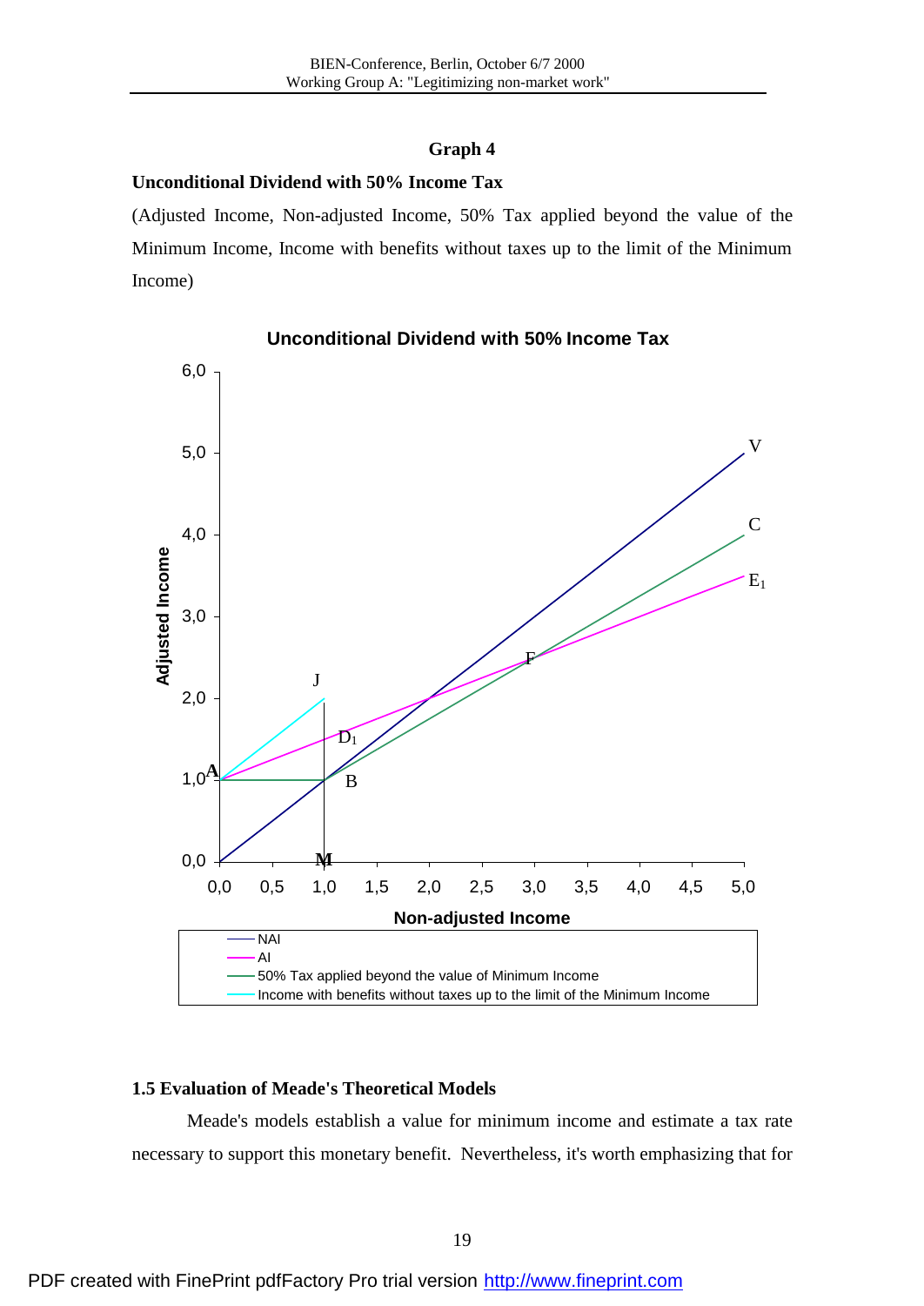**Graph 4**

**Unconditional Dividend with 50% Income Tax**

(Adjusted Income, Non-adjusted Income, 50% Tax applied beyond the value of the Minimum Income, Income with benefits without taxes up to the limit of the Minimum Income)

**Unconditional Dividend with 50% Income Tax**

Adjusted Income

Non-adjusted Income

- NAI
- AI
- 50% Tax applied beyond the value of Minimum Income
- Income with benefits without taxes up to the limit of the Minimum Income

### 1.5 Evaluation of Meade's Theoretical Models

Meade's models establish a value for minimum income and estimate a tax rate necessary to support this monetary benefit. Nevertheless, it's worth emphasizing that for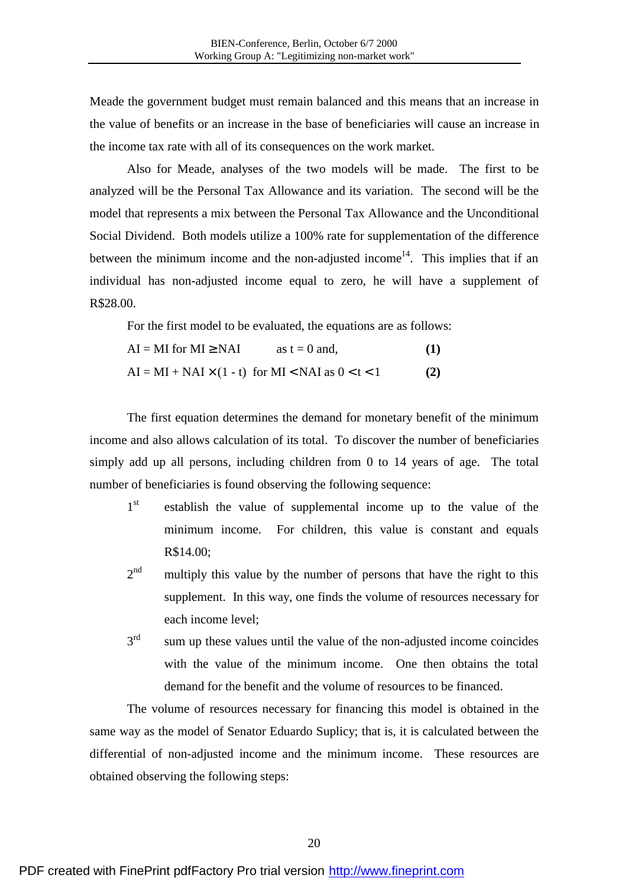Meade the government budget must remain balanced and this means that an increase in the value of benefits or an increase in the base of beneficiaries will cause an increase in the income tax rate with all of its consequences on the work market.

Also for Meade, analyses of the two models will be made. The first to be analyzed will be the Personal Tax Allowance and its variation. The second will be the model that represents a mix between the Personal Tax Allowance and the Unconditional Social Dividend. Both models utilize a 100% rate for supplementation of the difference between the minimum income and the non-adjusted income[14]. This implies that if an individual has non-adjusted income equal to zero, he will have a supplement of R$28.00.

For the first model to be evaluated, the equations are as follows:

$$AI = MI \text{ for } MI \geq NAI \quad \text{as } t = 0 \text{ and,} \qquad \textbf{(1)}$$

$$AI = MI + NAI \times (1 - t) \text{ for } MI < NAI \text{ as } 0 < t < 1 \qquad \textbf{(2)}$$

The first equation determines the demand for monetary benefit of the minimum income and also allows calculation of its total. To discover the number of beneficiaries simply add up all persons, including children from 0 to 14 years of age. The total number of beneficiaries is found observing the following sequence:

- 1st establish the value of supplemental income up to the value of the minimum income. For children, this value is constant and equals R$14.00;
- 2nd multiply this value by the number of persons that have the right to this supplement. In this way, one finds the volume of resources necessary for each income level;
- 3rd sum up these values until the value of the non-adjusted income coincides with the value of the minimum income. One then obtains the total demand for the benefit and the volume of resources to be financed.

The volume of resources necessary for financing this model is obtained in the same way as the model of Senator Eduardo Suplicy; that is, it is calculated between the differential of non-adjusted income and the minimum income. These resources are obtained observing the following steps: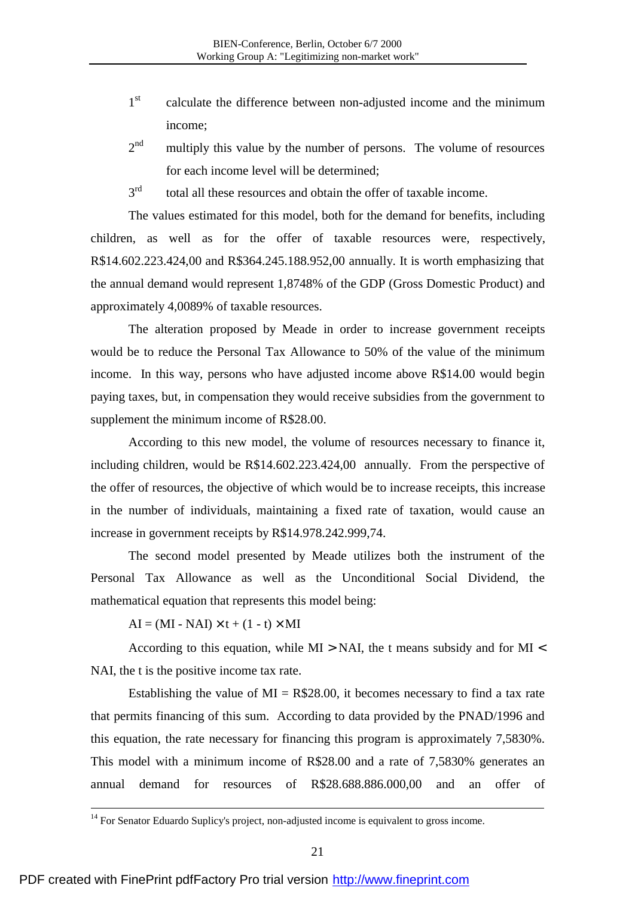1st calculate the difference between non-adjusted income and the minimum income;

2nd multiply this value by the number of persons. The volume of resources for each income level will be determined;

3rd total all these resources and obtain the offer of taxable income.

The values estimated for this model, both for the demand for benefits, including children, as well as for the offer of taxable resources were, respectively, R$14.602.223.424,00 and R$364.245.188.952,00 annually. It is worth emphasizing that the annual demand would represent 1,8748% of the GDP (Gross Domestic Product) and approximately 4,0089% of taxable resources.

The alteration proposed by Meade in order to increase government receipts would be to reduce the Personal Tax Allowance to 50% of the value of the minimum income. In this way, persons who have adjusted income above R$14.00 would begin paying taxes, but, in compensation they would receive subsidies from the government to supplement the minimum income of R$28.00.

According to this new model, the volume of resources necessary to finance it, including children, would be R$14.602.223.424,00 annually. From the perspective of the offer of resources, the objective of which would be to increase receipts, this increase in the number of individuals, maintaining a fixed rate of taxation, would cause an increase in government receipts by R$14.978.242.999,74.

The second model presented by Meade utilizes both the instrument of the Personal Tax Allowance as well as the Unconditional Social Dividend, the mathematical equation that represents this model being:

$$AI = (MI - NAI) \times t + (1 - t) \times MI$$

According to this equation, while $MI > NAI$, the t means subsidy and for $MI < NAI$, the t is the positive income tax rate.

Establishing the value of MI = R$28.00, it becomes necessary to find a tax rate that permits financing of this sum. According to data provided by the PNAD/1996 and this equation, the rate necessary for financing this program is approximately 7,5830%. This model with a minimum income of R$28.00 and a rate of 7,5830% generates an annual demand for resources of R$28.688.886.000,00 and an offer of

[14] For Senator Eduardo Suplicy's project, non-adjusted income is equivalent to gross income.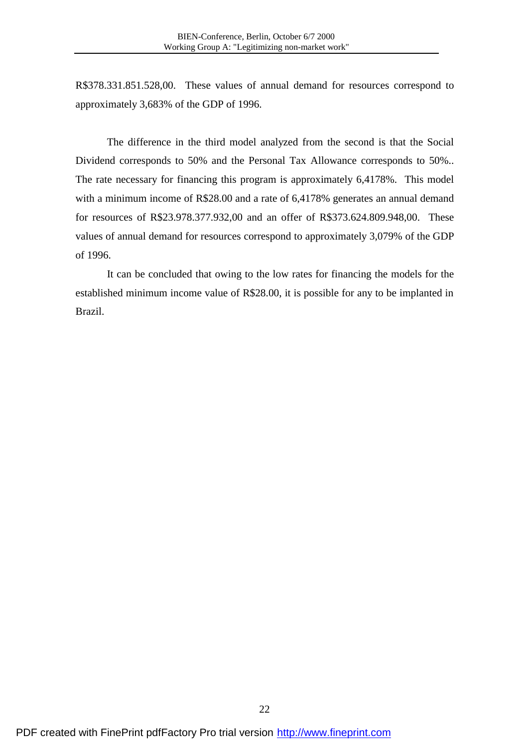R$378.331.851.528,00. These values of annual demand for resources correspond to approximately 3,683% of the GDP of 1996.

The difference in the third model analyzed from the second is that the Social Dividend corresponds to 50% and the Personal Tax Allowance corresponds to 50%.. The rate necessary for financing this program is approximately 6,4178%. This model with a minimum income of R$28.00 and a rate of 6,4178% generates an annual demand for resources of R$23.978.377.932,00 and an offer of R$373.624.809.948,00. These values of annual demand for resources correspond to approximately 3,079% of the GDP of 1996.

It can be concluded that owing to the low rates for financing the models for the established minimum income value of R$28.00, it is possible for any to be implanted in Brazil.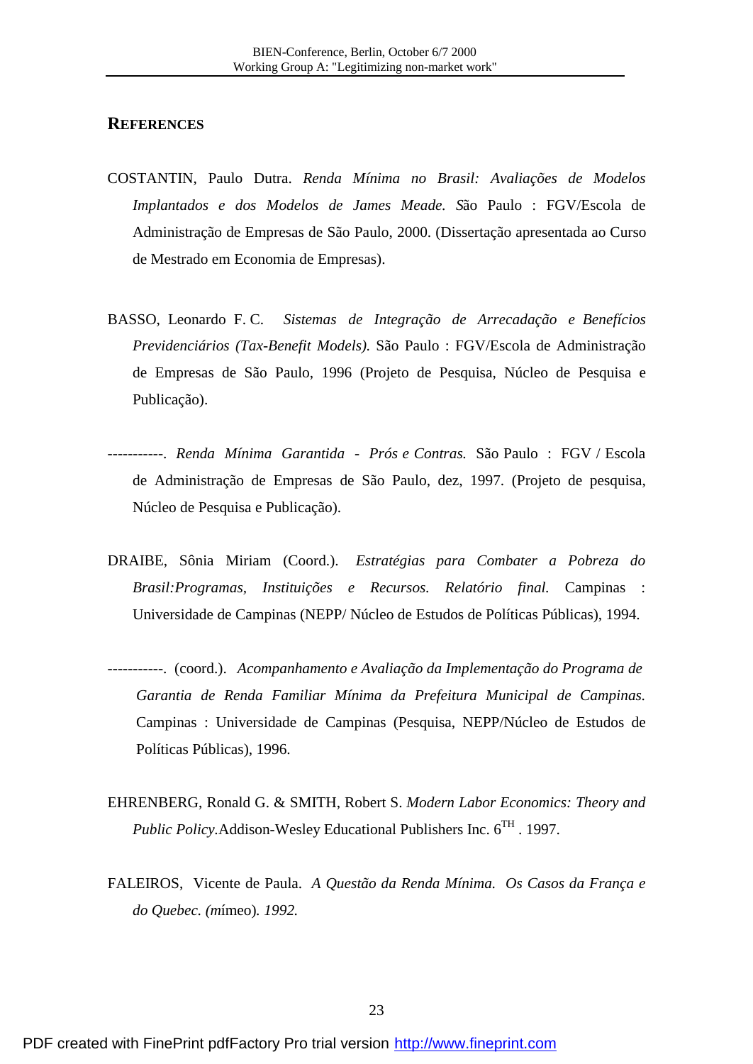## REFERENCES

COSTANTIN, Paulo Dutra. *Renda Mínima no Brasil: Avaliações de Modelos Implantados e dos Modelos de James Meade. S*ão Paulo : FGV/Escola de Administração de Empresas de São Paulo, 2000. (Dissertação apresentada ao Curso de Mestrado em Economia de Empresas).

BASSO, Leonardo F. C. *Sistemas de Integração de Arrecadação e Benefícios Previdenciários (Tax-Benefit Models).* São Paulo : FGV/Escola de Administração de Empresas de São Paulo, 1996 (Projeto de Pesquisa, Núcleo de Pesquisa e Publicação).

-----------. *Renda Mínima Garantida - Prós e Contras.* São Paulo : FGV / Escola de Administração de Empresas de São Paulo, dez, 1997. (Projeto de pesquisa, Núcleo de Pesquisa e Publicação).

DRAIBE, Sônia Miriam (Coord.). *Estratégias para Combater a Pobreza do Brasil:Programas, Instituições e Recursos. Relatório final.* Campinas : Universidade de Campinas (NEPP/ Núcleo de Estudos de Políticas Públicas), 1994.

-----------. (coord.). *Acompanhamento e Avaliação da Implementação do Programa de Garantia de Renda Familiar Mínima da Prefeitura Municipal de Campinas.* Campinas : Universidade de Campinas (Pesquisa, NEPP/Núcleo de Estudos de Políticas Públicas), 1996.

EHRENBERG, Ronald G. & SMITH, Robert S. *Modern Labor Economics: Theory and Public Policy*.Addison-Wesley Educational Publishers Inc. 6TH . 1997.

FALEIROS, Vicente de Paula. *A Questão da Renda Mínima. Os Casos da França e do Quebec. (m*ímeo)*. 1992.*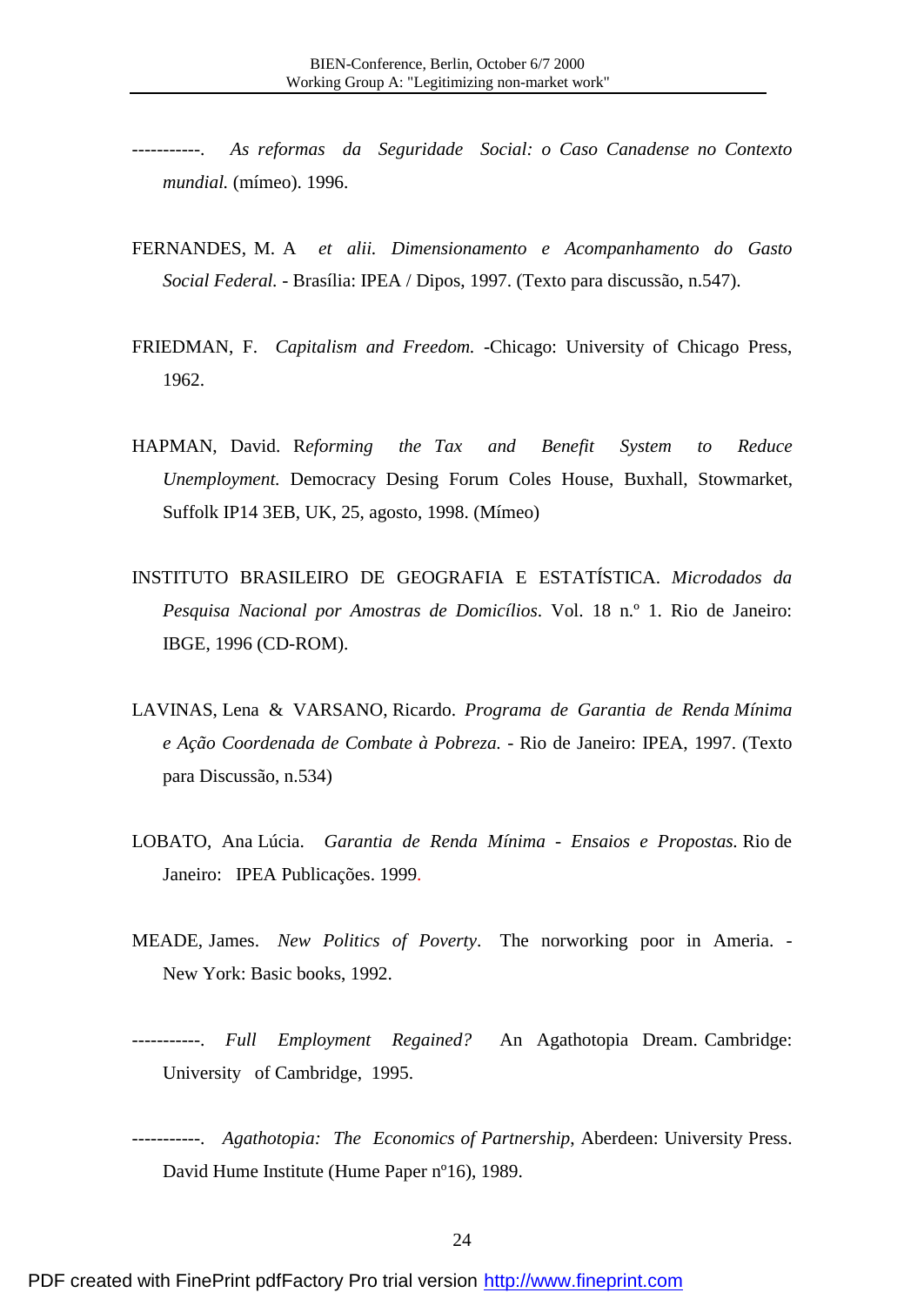-----------. *As reformas da Seguridade Social: o Caso Canadense no Contexto mundial.* (mímeo). 1996.

FERNANDES, M. A *et alii. Dimensionamento e Acompanhamento do Gasto Social Federal.* - Brasília: IPEA / Dipos, 1997. (Texto para discussão, n.547).

FRIEDMAN, F. *Capitalism and Freedom.* -Chicago: University of Chicago Press, 1962.

HAPMAN, David. R*eforming the Tax and Benefit System to Reduce Unemployment.* Democracy Desing Forum Coles House, Buxhall, Stowmarket, Suffolk IP14 3EB, UK, 25, agosto, 1998. (Mímeo)

INSTITUTO BRASILEIRO DE GEOGRAFIA E ESTATÍSTICA. *Microdados da Pesquisa Nacional por Amostras de Domicílios*. Vol. 18 n.º 1. Rio de Janeiro: IBGE, 1996 (CD-ROM).

LAVINAS, Lena & VARSANO, Ricardo. *Programa de Garantia de Renda Mínima e Ação Coordenada de Combate à Pobreza.* - Rio de Janeiro: IPEA, 1997. (Texto para Discussão, n.534)

LOBATO, Ana Lúcia. *Garantia de Renda Mínima - Ensaios e Propostas.* Rio de Janeiro: IPEA Publicações. 1999.

MEADE, James. *New Politics of Poverty*. The norworking poor in Ameria. - New York: Basic books, 1992.

-----------. *Full Employment Regained?* An Agathotopia Dream. Cambridge: University of Cambridge, 1995.

-----------. *Agathotopia: The Economics of Partnership*, Aberdeen: University Press. David Hume Institute (Hume Paper nº16), 1989.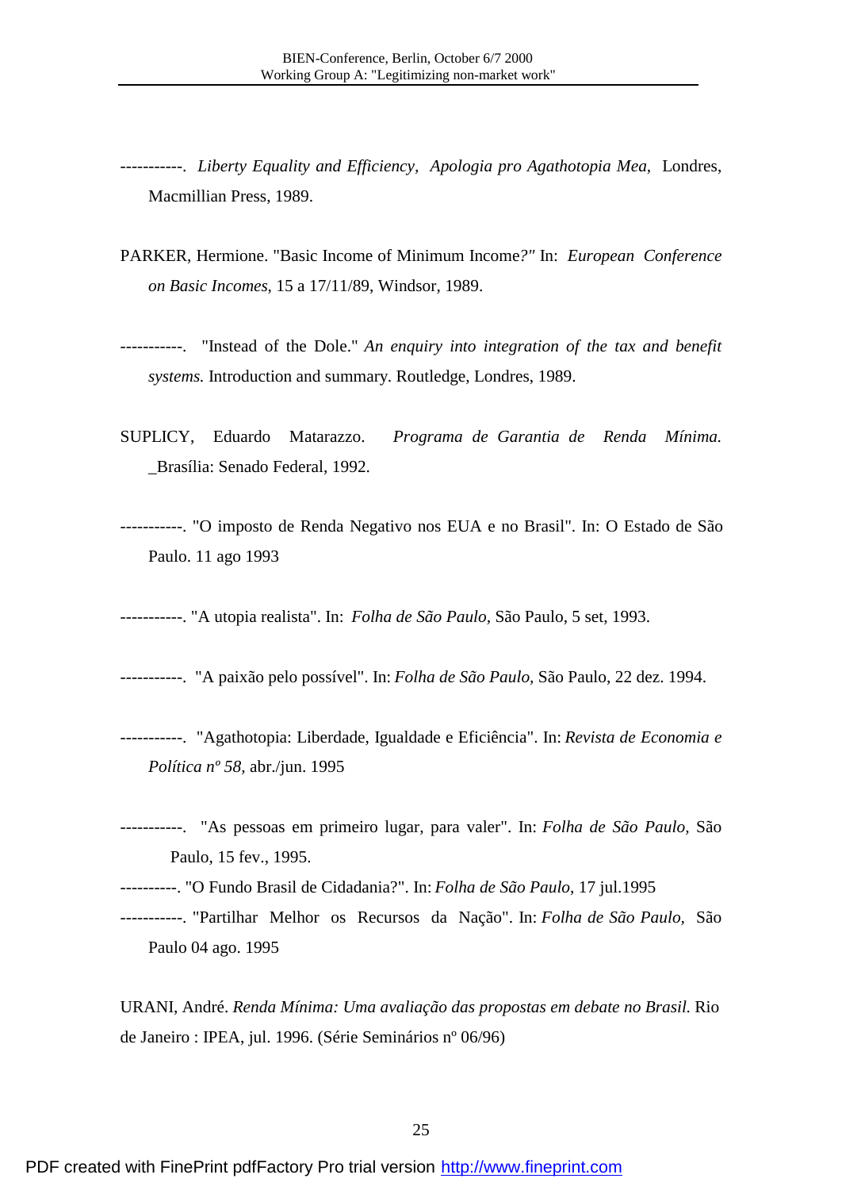-----------. *Liberty Equality and Efficiency, Apologia pro Agathotopia Mea*, Londres, Macmillian Press, 1989.

PARKER, Hermione. "Basic Income of Minimum Income?" In: *European Conference on Basic Incomes*, 15 a 17/11/89, Windsor, 1989.

-----------. "Instead of the Dole." *An enquiry into integration of the tax and benefit systems.* Introduction and summary. Routledge, Londres, 1989.

SUPLICY, Eduardo Matarazzo. *Programa de Garantia de Renda Mínima.* _Brasília: Senado Federal, 1992.

-----------. "O imposto de Renda Negativo nos EUA e no Brasil". In: O Estado de São Paulo. 11 ago 1993

-----------. "A utopia realista". In: *Folha de São Paulo*, São Paulo, 5 set, 1993.

-----------. "A paixão pelo possível". In: *Folha de São Paulo*, São Paulo, 22 dez. 1994.

-----------. "Agathotopia: Liberdade, Igualdade e Eficiência". In: *Revista de Economia e Política nº 58*, abr./jun. 1995

-----------. "As pessoas em primeiro lugar, para valer". In: *Folha de São Paulo*, São Paulo, 15 fev., 1995.

----------. "O Fundo Brasil de Cidadania?". In: *Folha de São Paulo*, 17 jul.1995

-----------. "Partilhar Melhor os Recursos da Nação". In: *Folha de São Paulo*, São Paulo 04 ago. 1995

URANI, André. *Renda Mínima: Uma avaliação das propostas em debate no Brasil.* Rio de Janeiro : IPEA, jul. 1996. (Série Seminários nº 06/96)